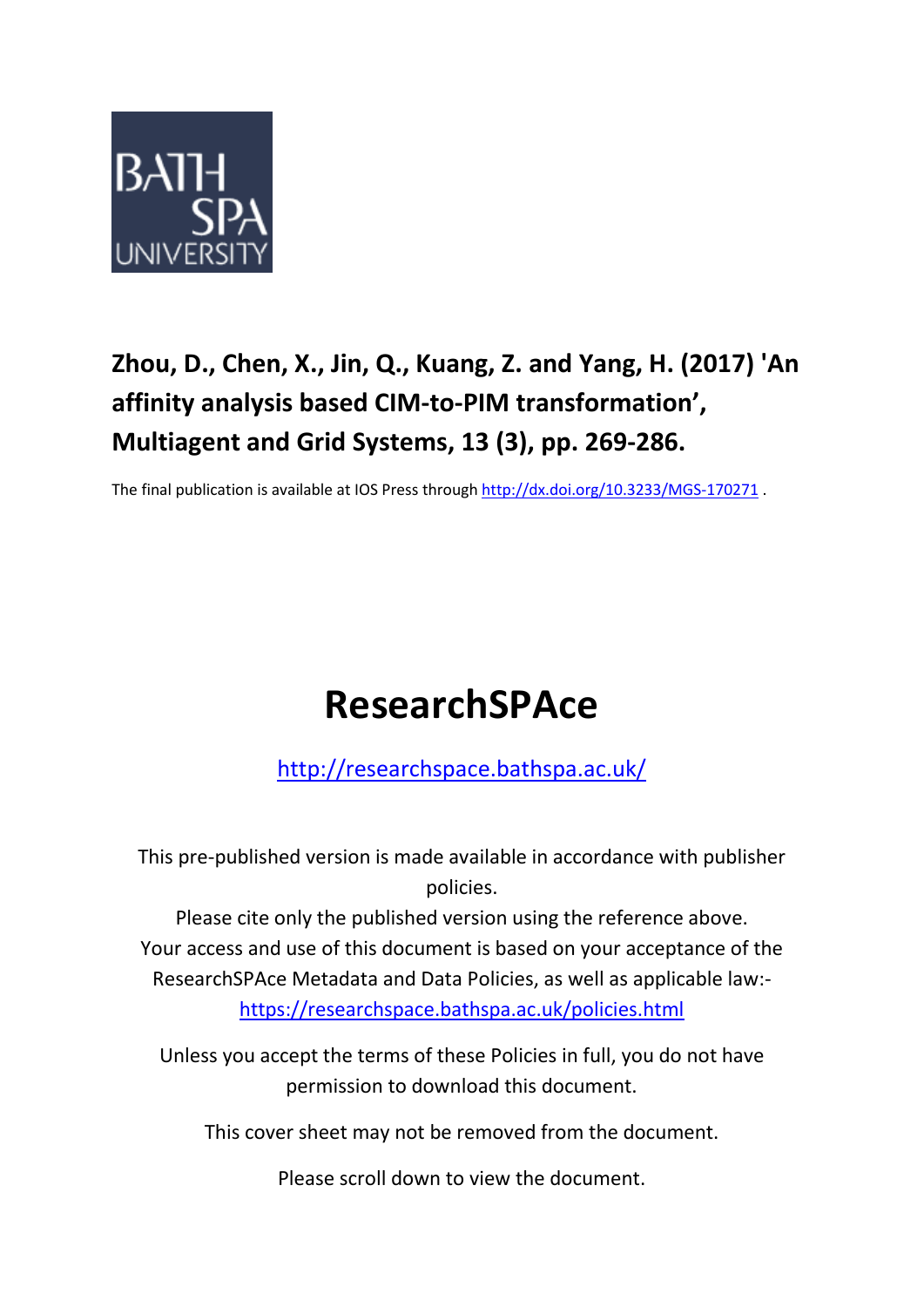BATH SPA UNIVERSITY

**Zhou, D., Chen, X., Jin, Q., Kuang, Z. and Yang, H. (2017) 'An affinity analysis based CIM-to-PIM transformation', Multiagent and Grid Systems, 13 (3), pp. 269-286.**

The final publication is available at IOS Press through http://dx.doi.org/10.3233/MGS-170271 .

# ResearchSPAce

http://researchspace.bathspa.ac.uk/

This pre-published version is made available in accordance with publisher policies.

Please cite only the published version using the reference above.

Your access and use of this document is based on your acceptance of the ResearchSPAce Metadata and Data Policies, as well as applicable law:- https://researchspace.bathspa.ac.uk/policies.html

Unless you accept the terms of these Policies in full, you do not have permission to download this document.

This cover sheet may not be removed from the document.

Please scroll down to view the document.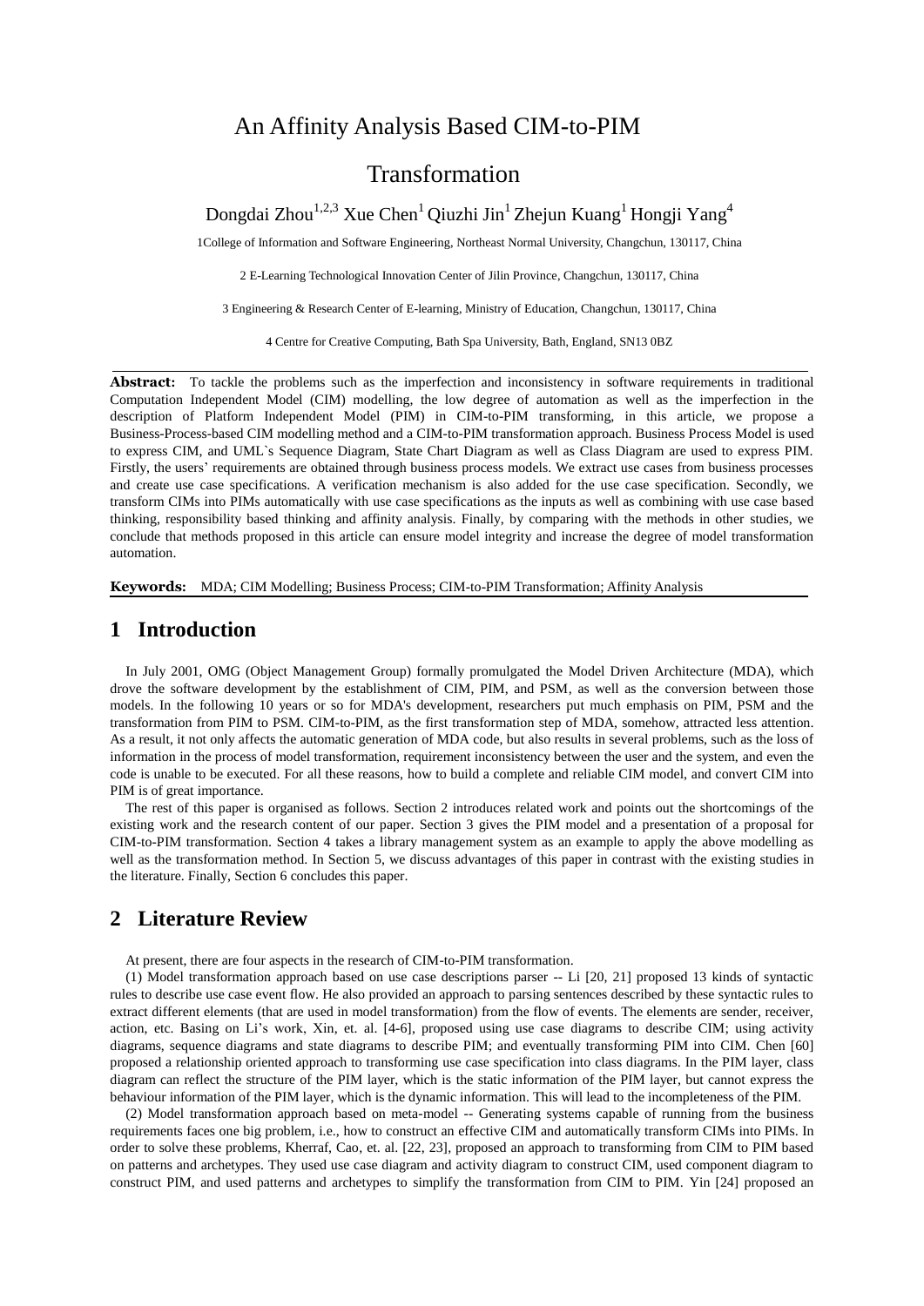# An Affinity Analysis Based CIM-to-PIM Transformation

Dongdai Zhou[1,2,3] Xue Chen[1] Qiuzhi Jin[1] Zhejun Kuang[1] Hongji Yang[4]

1College of Information and Software Engineering, Northeast Normal University, Changchun, 130117, China

2 E-Learning Technological Innovation Center of Jilin Province, Changchun, 130117, China

3 Engineering & Research Center of E-learning, Ministry of Education, Changchun, 130117, China

4 Centre for Creative Computing, Bath Spa University, Bath, England, SN13 0BZ

**Abstract:** To tackle the problems such as the imperfection and inconsistency in software requirements in traditional Computation Independent Model (CIM) modelling, the low degree of automation as well as the imperfection in the description of Platform Independent Model (PIM) in CIM-to-PIM transforming, in this article, we propose a Business-Process-based CIM modelling method and a CIM-to-PIM transformation approach. Business Process Model is used to express CIM, and UML`s Sequence Diagram, State Chart Diagram as well as Class Diagram are used to express PIM. Firstly, the users' requirements are obtained through business process models. We extract use cases from business processes and create use case specifications. A verification mechanism is also added for the use case specification. Secondly, we transform CIMs into PIMs automatically with use case specifications as the inputs as well as combining with use case based thinking, responsibility based thinking and affinity analysis. Finally, by comparing with the methods in other studies, we conclude that methods proposed in this article can ensure model integrity and increase the degree of model transformation automation.

**Keywords:** MDA; CIM Modelling; Business Process; CIM-to-PIM Transformation; Affinity Analysis

## 1 Introduction

In July 2001, OMG (Object Management Group) formally promulgated the Model Driven Architecture (MDA), which drove the software development by the establishment of CIM, PIM, and PSM, as well as the conversion between those models. In the following 10 years or so for MDA's development, researchers put much emphasis on PIM, PSM and the transformation from PIM to PSM. CIM-to-PIM, as the first transformation step of MDA, somehow, attracted less attention. As a result, it not only affects the automatic generation of MDA code, but also results in several problems, such as the loss of information in the process of model transformation, requirement inconsistency between the user and the system, and even the code is unable to be executed. For all these reasons, how to build a complete and reliable CIM model, and convert CIM into PIM is of great importance.

The rest of this paper is organised as follows. Section 2 introduces related work and points out the shortcomings of the existing work and the research content of our paper. Section 3 gives the PIM model and a presentation of a proposal for CIM-to-PIM transformation. Section 4 takes a library management system as an example to apply the above modelling as well as the transformation method. In Section 5, we discuss advantages of this paper in contrast with the existing studies in the literature. Finally, Section 6 concludes this paper.

## 2 Literature Review

At present, there are four aspects in the research of CIM-to-PIM transformation.

(1) Model transformation approach based on use case descriptions parser -- Li [20, 21] proposed 13 kinds of syntactic rules to describe use case event flow. He also provided an approach to parsing sentences described by these syntactic rules to extract different elements (that are used in model transformation) from the flow of events. The elements are sender, receiver, action, etc. Basing on Li's work, Xin, et. al. [4-6], proposed using use case diagrams to describe CIM; using activity diagrams, sequence diagrams and state diagrams to describe PIM; and eventually transforming PIM into CIM. Chen [60] proposed a relationship oriented approach to transforming use case specification into class diagrams. In the PIM layer, class diagram can reflect the structure of the PIM layer, which is the static information of the PIM layer, but cannot express the behaviour information of the PIM layer, which is the dynamic information. This will lead to the incompleteness of the PIM.

(2) Model transformation approach based on meta-model -- Generating systems capable of running from the business requirements faces one big problem, i.e., how to construct an effective CIM and automatically transform CIMs into PIMs. In order to solve these problems, Kherraf, Cao, et. al. [22, 23], proposed an approach to transforming from CIM to PIM based on patterns and archetypes. They used use case diagram and activity diagram to construct CIM, used component diagram to construct PIM, and used patterns and archetypes to simplify the transformation from CIM to PIM. Yin [24] proposed an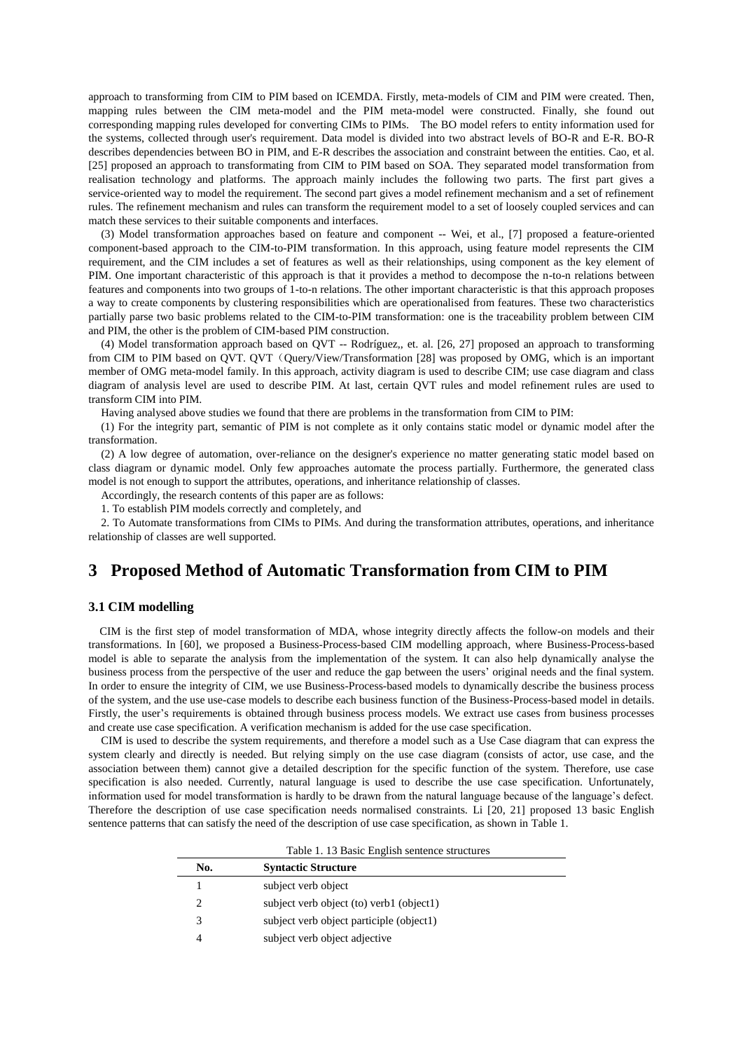approach to transforming from CIM to PIM based on ICEMDA. Firstly, meta-models of CIM and PIM were created. Then, mapping rules between the CIM meta-model and the PIM meta-model were constructed. Finally, she found out corresponding mapping rules developed for converting CIMs to PIMs. The BO model refers to entity information used for the systems, collected through user's requirement. Data model is divided into two abstract levels of BO-R and E-R. BO-R describes dependencies between BO in PIM, and E-R describes the association and constraint between the entities. Cao, et al. [25] proposed an approach to transformating from CIM to PIM based on SOA. They separated model transformation from realisation technology and platforms. The approach mainly includes the following two parts. The first part gives a service-oriented way to model the requirement. The second part gives a model refinement mechanism and a set of refinement rules. The refinement mechanism and rules can transform the requirement model to a set of loosely coupled services and can match these services to their suitable components and interfaces.

(3) Model transformation approaches based on feature and component -- Wei, et al., [7] proposed a feature-oriented component-based approach to the CIM-to-PIM transformation. In this approach, using feature model represents the CIM requirement, and the CIM includes a set of features as well as their relationships, using component as the key element of PIM. One important characteristic of this approach is that it provides a method to decompose the n-to-n relations between features and components into two groups of 1-to-n relations. The other important characteristic is that this approach proposes a way to create components by clustering responsibilities which are operationalised from features. These two characteristics partially parse two basic problems related to the CIM-to-PIM transformation: one is the traceability problem between CIM and PIM, the other is the problem of CIM-based PIM construction.

(4) Model transformation approach based on QVT -- Rodríguez,, et. al. [26, 27] proposed an approach to transforming from CIM to PIM based on QVT. QVT（Query/View/Transformation [28] was proposed by OMG, which is an important member of OMG meta-model family. In this approach, activity diagram is used to describe CIM; use case diagram and class diagram of analysis level are used to describe PIM. At last, certain QVT rules and model refinement rules are used to transform CIM into PIM.

Having analysed above studies we found that there are problems in the transformation from CIM to PIM:

(1) For the integrity part, semantic of PIM is not complete as it only contains static model or dynamic model after the transformation.

(2) A low degree of automation, over-reliance on the designer's experience no matter generating static model based on class diagram or dynamic model. Only few approaches automate the process partially. Furthermore, the generated class model is not enough to support the attributes, operations, and inheritance relationship of classes.

Accordingly, the research contents of this paper are as follows:

1. To establish PIM models correctly and completely, and

2. To Automate transformations from CIMs to PIMs. And during the transformation attributes, operations, and inheritance relationship of classes are well supported.

# 3 Proposed Method of Automatic Transformation from CIM to PIM

## 3.1 CIM modelling

CIM is the first step of model transformation of MDA, whose integrity directly affects the follow-on models and their transformations. In [60], we proposed a Business-Process-based CIM modelling approach, where Business-Process-based model is able to separate the analysis from the implementation of the system. It can also help dynamically analyse the business process from the perspective of the user and reduce the gap between the users' original needs and the final system. In order to ensure the integrity of CIM, we use Business-Process-based models to dynamically describe the business process of the system, and the use use-case models to describe each business function of the Business-Process-based model in details. Firstly, the user's requirements is obtained through business process models. We extract use cases from business processes and create use case specification. A verification mechanism is added for the use case specification.

CIM is used to describe the system requirements, and therefore a model such as a Use Case diagram that can express the system clearly and directly is needed. But relying simply on the use case diagram (consists of actor, use case, and the association between them) cannot give a detailed description for the specific function of the system. Therefore, use case specification is also needed. Currently, natural language is used to describe the use case specification. Unfortunately, information used for model transformation is hardly to be drawn from the natural language because of the language's defect. Therefore the description of use case specification needs normalised constraints. Li [20, 21] proposed 13 basic English sentence patterns that can satisfy the need of the description of use case specification, as shown in Table 1.

Table 1. 13 Basic English sentence structures

| No. | Syntactic Structure |
|---|---|
| 1 | subject verb object |
| 2 | subject verb object (to) verb1 (object1) |
| 3 | subject verb object participle (object1) |
| 4 | subject verb object adjective |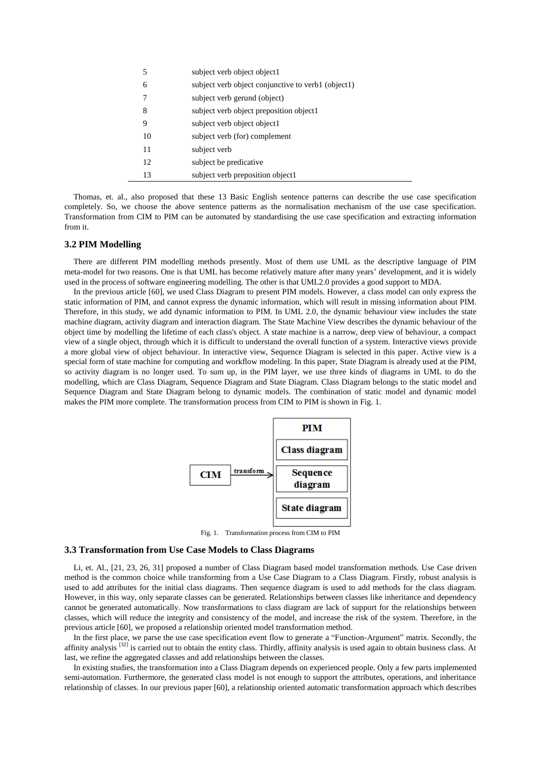| | |
|---|---|
| 5 | subject verb object object1 |
| 6 | subject verb object conjunctive to verb1 (object1) |
| 7 | subject verb gerund (object) |
| 8 | subject verb object preposition object1 |
| 9 | subject verb object object1 |
| 10 | subject verb (for) complement |
| 11 | subject verb |
| 12 | subject be predicative |
| 13 | subject verb preposition object1 |

Thomas, et. al., also proposed that these 13 Basic English sentence patterns can describe the use case specification completely. So, we choose the above sentence patterns as the normalisation mechanism of the use case specification. Transformation from CIM to PIM can be automated by standardising the use case specification and extracting information from it.

### 3.2 PIM Modelling

There are different PIM modelling methods presently. Most of them use UML as the descriptive language of PIM meta-model for two reasons. One is that UML has become relatively mature after many years' development, and it is widely used in the process of software engineering modelling. The other is that UML2.0 provides a good support to MDA.

In the previous article [60], we used Class Diagram to present PIM models. However, a class model can only express the static information of PIM, and cannot express the dynamic information, which will result in missing information about PIM. Therefore, in this study, we add dynamic information to PIM. In UML 2.0, the dynamic behaviour view includes the state machine diagram, activity diagram and interaction diagram. The State Machine View describes the dynamic behaviour of the object time by modelling the lifetime of each class's object. A state machine is a narrow, deep view of behaviour, a compact view of a single object, through which it is difficult to understand the overall function of a system. Interactive views provide a more global view of object behaviour. In interactive view, Sequence Diagram is selected in this paper. Active view is a special form of state machine for computing and workflow modeling. In this paper, State Diagram is already used at the PIM, so activity diagram is no longer used. To sum up, in the PIM layer, we use three kinds of diagrams in UML to do the modelling, which are Class Diagram, Sequence Diagram and State Diagram. Class Diagram belongs to the static model and Sequence Diagram and State Diagram belong to dynamic models. The combination of static model and dynamic model makes the PIM more complete. The transformation process from CIM to PIM is shown in Fig. 1.

CIM —transform→ PIM: Class diagram; Sequence diagram; State diagram

Fig. 1. Transformation process from CIM to PIM

### 3.3 Transformation from Use Case Models to Class Diagrams

Li, et. Al., [21, 23, 26, 31] proposed a number of Class Diagram based model transformation methods. Use Case driven method is the common choice while transforming from a Use Case Diagram to a Class Diagram. Firstly, robust analysis is used to add attributes for the initial class diagrams. Then sequence diagram is used to add methods for the class diagram. However, in this way, only separate classes can be generated. Relationships between classes like inheritance and dependency cannot be generated automatically. Now transformations to class diagram are lack of support for the relationships between classes, which will reduce the integrity and consistency of the model, and increase the risk of the system. Therefore, in the previous article [60], we proposed a relationship oriented model transformation method.

In the first place, we parse the use case specification event flow to generate a "Function-Argument" matrix. Secondly, the affinity analysis [32] is carried out to obtain the entity class. Thirdly, affinity analysis is used again to obtain business class. At last, we refine the aggregated classes and add relationships between the classes.

In existing studies, the transformation into a Class Diagram depends on experienced people. Only a few parts implemented semi-automation. Furthermore, the generated class model is not enough to support the attributes, operations, and inheritance relationship of classes. In our previous paper [60], a relationship oriented automatic transformation approach which describes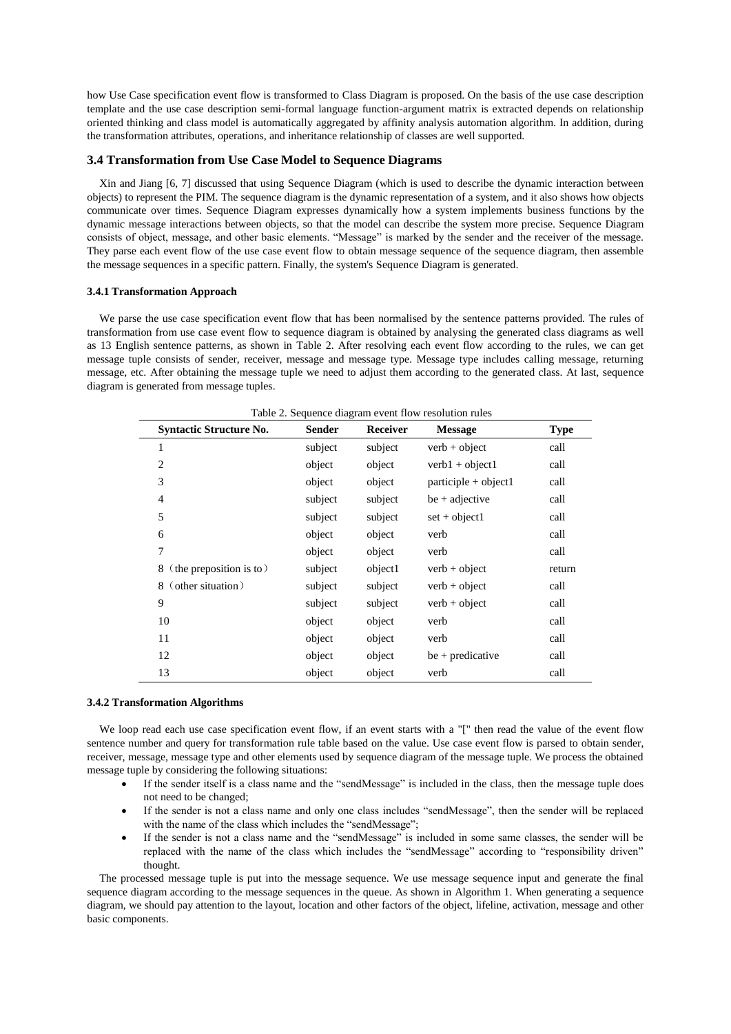how Use Case specification event flow is transformed to Class Diagram is proposed. On the basis of the use case description template and the use case description semi-formal language function-argument matrix is extracted depends on relationship oriented thinking and class model is automatically aggregated by affinity analysis automation algorithm. In addition, during the transformation attributes, operations, and inheritance relationship of classes are well supported.

### 3.4 Transformation from Use Case Model to Sequence Diagrams

Xin and Jiang [6, 7] discussed that using Sequence Diagram (which is used to describe the dynamic interaction between objects) to represent the PIM. The sequence diagram is the dynamic representation of a system, and it also shows how objects communicate over times. Sequence Diagram expresses dynamically how a system implements business functions by the dynamic message interactions between objects, so that the model can describe the system more precise. Sequence Diagram consists of object, message, and other basic elements. "Message" is marked by the sender and the receiver of the message. They parse each event flow of the use case event flow to obtain message sequence of the sequence diagram, then assemble the message sequences in a specific pattern. Finally, the system's Sequence Diagram is generated.

#### 3.4.1 Transformation Approach

We parse the use case specification event flow that has been normalised by the sentence patterns provided. The rules of transformation from use case event flow to sequence diagram is obtained by analysing the generated class diagrams as well as 13 English sentence patterns, as shown in Table 2. After resolving each event flow according to the rules, we can get message tuple consists of sender, receiver, message and message type. Message type includes calling message, returning message, etc. After obtaining the message tuple we need to adjust them according to the generated class. At last, sequence diagram is generated from message tuples.

Table 2. Sequence diagram event flow resolution rules

| Syntactic Structure No. | Sender | Receiver | Message | Type |
|---|---|---|---|---|
| 1 | subject | subject | verb + object | call |
| 2 | object | object | verb1 + object1 | call |
| 3 | object | object | participle + object1 | call |
| 4 | subject | subject | be + adjective | call |
| 5 | subject | subject | set + object1 | call |
| 6 | object | object | verb | call |
| 7 | object | object | verb | call |
| 8（the preposition is to） | subject | object1 | verb + object | return |
| 8（other situation） | subject | subject | verb + object | call |
| 9 | subject | subject | verb + object | call |
| 10 | object | object | verb | call |
| 11 | object | object | verb | call |
| 12 | object | object | be + predicative | call |
| 13 | object | object | verb | call |

#### 3.4.2 Transformation Algorithms

We loop read each use case specification event flow, if an event starts with a "[" then read the value of the event flow sentence number and query for transformation rule table based on the value. Use case event flow is parsed to obtain sender, receiver, message, message type and other elements used by sequence diagram of the message tuple. We process the obtained message tuple by considering the following situations:

- If the sender itself is a class name and the "sendMessage" is included in the class, then the message tuple does not need to be changed;
- If the sender is not a class name and only one class includes "sendMessage", then the sender will be replaced with the name of the class which includes the "sendMessage";
- If the sender is not a class name and the "sendMessage" is included in some same classes, the sender will be replaced with the name of the class which includes the "sendMessage" according to "responsibility driven" thought.

The processed message tuple is put into the message sequence. We use message sequence input and generate the final sequence diagram according to the message sequences in the queue. As shown in Algorithm 1. When generating a sequence diagram, we should pay attention to the layout, location and other factors of the object, lifeline, activation, message and other basic components.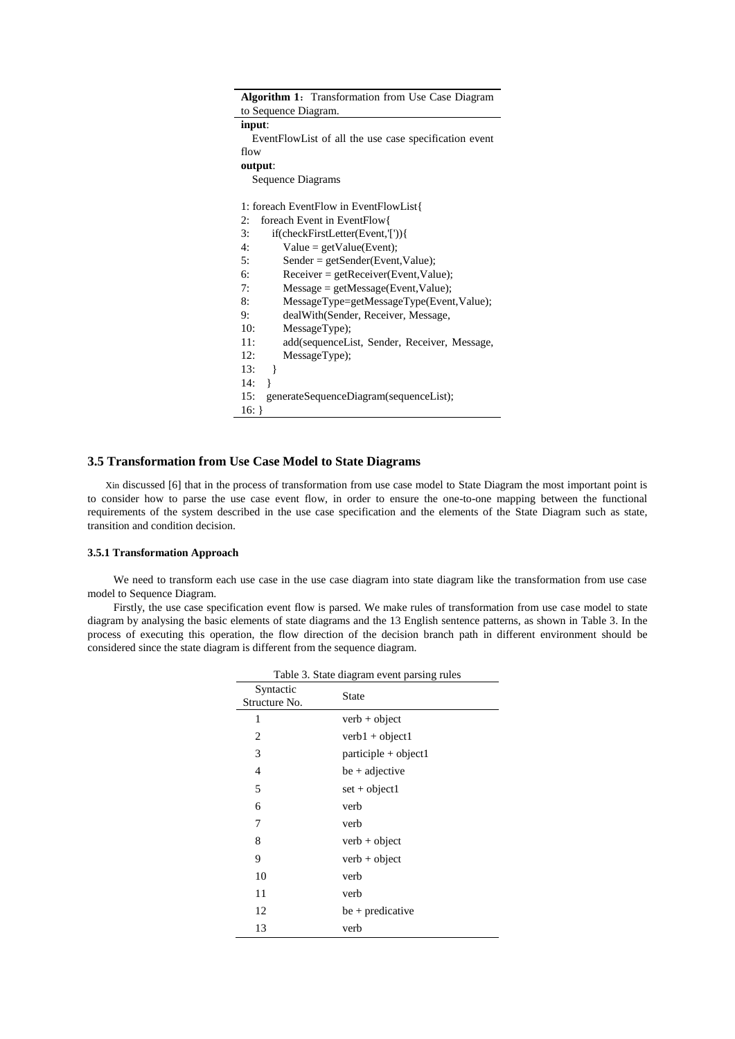**Algorithm 1**: Transformation from Use Case Diagram to Sequence Diagram.

**input**:

EventFlowList of all the use case specification event flow

**output**:

Sequence Diagrams

```
1: foreach EventFlow in EventFlowList{
2:   foreach Event in EventFlow{
3:     if(checkFirstLetter(Event,'[')){
4:       Value = getValue(Event);
5:       Sender = getSender(Event,Value);
6:       Receiver = getReceiver(Event,Value);
7:       Message = getMessage(Event,Value);
8:       MessageType=getMessageType(Event,Value);
9:       dealWith(Sender, Receiver, Message,
10:      MessageType);
11:      add(sequenceList, Sender, Receiver, Message,
12:      MessageType);
13:    }
14:  }
15:  generateSequenceDiagram(sequenceList);
16: }
```

### 3.5 Transformation from Use Case Model to State Diagrams

Xin discussed [6] that in the process of transformation from use case model to State Diagram the most important point is to consider how to parse the use case event flow, in order to ensure the one-to-one mapping between the functional requirements of the system described in the use case specification and the elements of the State Diagram such as state, transition and condition decision.

#### 3.5.1 Transformation Approach

We need to transform each use case in the use case diagram into state diagram like the transformation from use case model to Sequence Diagram.

Firstly, the use case specification event flow is parsed. We make rules of transformation from use case model to state diagram by analysing the basic elements of state diagrams and the 13 English sentence patterns, as shown in Table 3. In the process of executing this operation, the flow direction of the decision branch path in different environment should be considered since the state diagram is different from the sequence diagram.

Table 3. State diagram event parsing rules

| Syntactic Structure No. | State |
|---|---|
| 1 | verb + object |
| 2 | verb1 + object1 |
| 3 | participle + object1 |
| 4 | be + adjective |
| 5 | set + object1 |
| 6 | verb |
| 7 | verb |
| 8 | verb + object |
| 9 | verb + object |
| 10 | verb |
| 11 | verb |
| 12 | be + predicative |
| 13 | verb |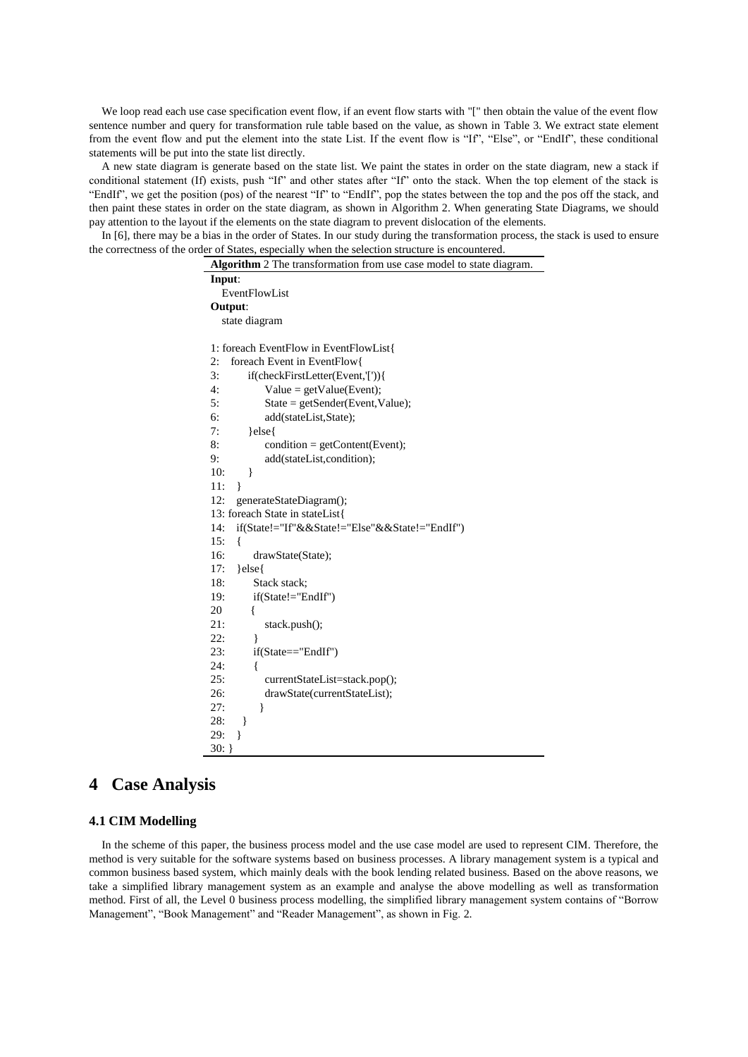We loop read each use case specification event flow, if an event flow starts with "[" then obtain the value of the event flow sentence number and query for transformation rule table based on the value, as shown in Table 3. We extract state element from the event flow and put the element into the state List. If the event flow is "If", "Else", or "EndIf", these conditional statements will be put into the state list directly.

A new state diagram is generate based on the state list. We paint the states in order on the state diagram, new a stack if conditional statement (If) exists, push "If" and other states after "If" onto the stack. When the top element of the stack is "EndIf", we get the position (pos) of the nearest "If" to "EndIf", pop the states between the top and the pos off the stack, and then paint these states in order on the state diagram, as shown in Algorithm 2. When generating State Diagrams, we should pay attention to the layout if the elements on the state diagram to prevent dislocation of the elements.

In [6], there may be a bias in the order of States. In our study during the transformation process, the stack is used to ensure the correctness of the order of States, especially when the selection structure is encountered.

**Algorithm** 2 The transformation from use case model to state diagram.

**Input**:
EventFlowList
**Output**:
state diagram

```
1: foreach EventFlow in EventFlowList{
2:   foreach Event in EventFlow{
3:       if(checkFirstLetter(Event,'[')){
4:           Value = getValue(Event);
5:           State = getSender(Event,Value);
6:           add(stateList,State);
7:       }else{
8:           condition = getContent(Event);
9:           add(stateList,condition);
10:      }
11:  }
12:  generateStateDiagram();
13: foreach State in stateList{
14:   if(State!="If"&&State!="Else"&&State!="EndIf")
15:   {
16:       drawState(State);
17:   }else{
18:       Stack stack;
19:       if(State!="EndIf")
20       {
21:           stack.push();
22:       }
23:       if(State=="EndIf")
24:       {
25:           currentStateList=stack.pop();
26:           drawState(currentStateList);
27:       }
28:   }
29:  }
30: }
```

# 4 Case Analysis

### 4.1 CIM Modelling

In the scheme of this paper, the business process model and the use case model are used to represent CIM. Therefore, the method is very suitable for the software systems based on business processes. A library management system is a typical and common business based system, which mainly deals with the book lending related business. Based on the above reasons, we take a simplified library management system as an example and analyse the above modelling as well as transformation method. First of all, the Level 0 business process modelling, the simplified library management system contains of "Borrow Management", "Book Management" and "Reader Management", as shown in Fig. 2.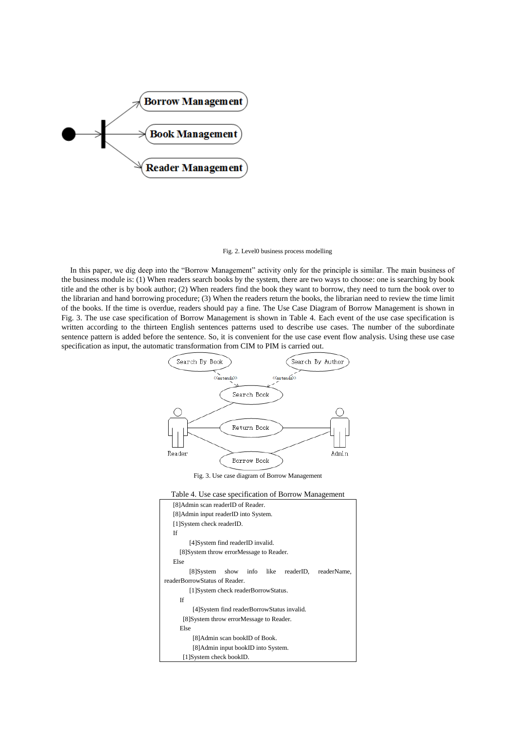Fig. 2. Level0 business process modelling

In this paper, we dig deep into the "Borrow Management" activity only for the principle is similar. The main business of the business module is: (1) When readers search books by the system, there are two ways to choose: one is searching by book title and the other is by book author; (2) When readers find the book they want to borrow, they need to turn the book over to the librarian and hand borrowing procedure; (3) When the readers return the books, the librarian need to review the time limit of the books. If the time is overdue, readers should pay a fine. The Use Case Diagram of Borrow Management is shown in Fig. 3. The use case specification of Borrow Management is shown in Table 4. Each event of the use case specification is written according to the thirteen English sentences patterns used to describe use cases. The number of the subordinate sentence pattern is added before the sentence. So, it is convenient for the use case event flow analysis. Using these use case specification as input, the automatic transformation from CIM to PIM is carried out.

Fig. 3. Use case diagram of Borrow Management

Table 4. Use case specification of Borrow Management

```
[8]Admin scan readerID of Reader.
[8]Admin input readerID into System.
[1]System check readerID.
If
    [4]System find readerID invalid.
  [8]System throw errorMessage to Reader.
Else
    [8]System show info like readerID, readerName, readerBorrowStatus of Reader.
    [1]System check readerBorrowStatus.
  If
     [4]System find readerBorrowStatus invalid.
   [8]System throw errorMessage to Reader.
  Else
     [8]Admin scan bookID of Book.
     [8]Admin input bookID into System.
   [1]System check bookID.
```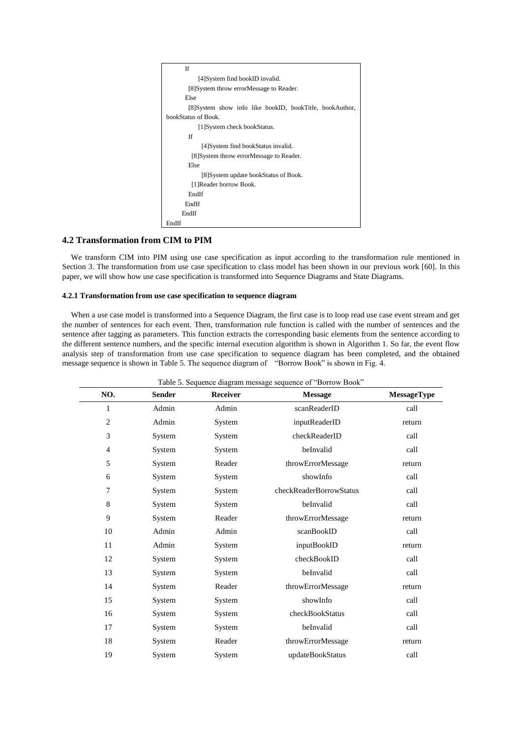```
If
        [4]System find bookID invalid.
      [8]System throw errorMessage to Reader.
    Else
      [8]System show info like bookID, bookTitle, bookAuthor,
bookStatus of Book.
        [1]System check bookStatus.
      If
          [4]System find bookStatus invalid.
        [8]System throw errorMessage to Reader.
      Else
          [8]System update bookStatus of Book.
        [1]Reader borrow Book.
      EndIf
    EndIf
  EndIf
EndIf
```

### 4.2 Transformation from CIM to PIM

We transform CIM into PIM using use case specification as input according to the transformation rule mentioned in Section 3. The transformation from use case specification to class model has been shown in our previous work [60]. In this paper, we will show how use case specification is transformed into Sequence Diagrams and State Diagrams.

#### 4.2.1 Transformation from use case specification to sequence diagram

When a use case model is transformed into a Sequence Diagram, the first case is to loop read use case event stream and get the number of sentences for each event. Then, transformation rule function is called with the number of sentences and the sentence after tagging as parameters. This function extracts the corresponding basic elements from the sentence according to the different sentence numbers, and the specific internal execution algorithm is shown in Algorithm 1. So far, the event flow analysis step of transformation from use case specification to sequence diagram has been completed, and the obtained message sequence is shown in Table 5. The sequence diagram of "Borrow Book" is shown in Fig. 4.

Table 5. Sequence diagram message sequence of "Borrow Book"

| NO. | Sender | Receiver | Message | MessageType |
|---|---|---|---|---|
| 1 | Admin | Admin | scanReaderID | call |
| 2 | Admin | System | inputReaderID | return |
| 3 | System | System | checkReaderID | call |
| 4 | System | System | beInvalid | call |
| 5 | System | Reader | throwErrorMessage | return |
| 6 | System | System | showInfo | call |
| 7 | System | System | checkReaderBorrowStatus | call |
| 8 | System | System | beInvalid | call |
| 9 | System | Reader | throwErrorMessage | return |
| 10 | Admin | Admin | scanBookID | call |
| 11 | Admin | System | inputBookID | return |
| 12 | System | System | checkBookID | call |
| 13 | System | System | beInvalid | call |
| 14 | System | Reader | throwErrorMessage | return |
| 15 | System | System | showInfo | call |
| 16 | System | System | checkBookStatus | call |
| 17 | System | System | beInvalid | call |
| 18 | System | Reader | throwErrorMessage | return |
| 19 | System | System | updateBookStatus | call |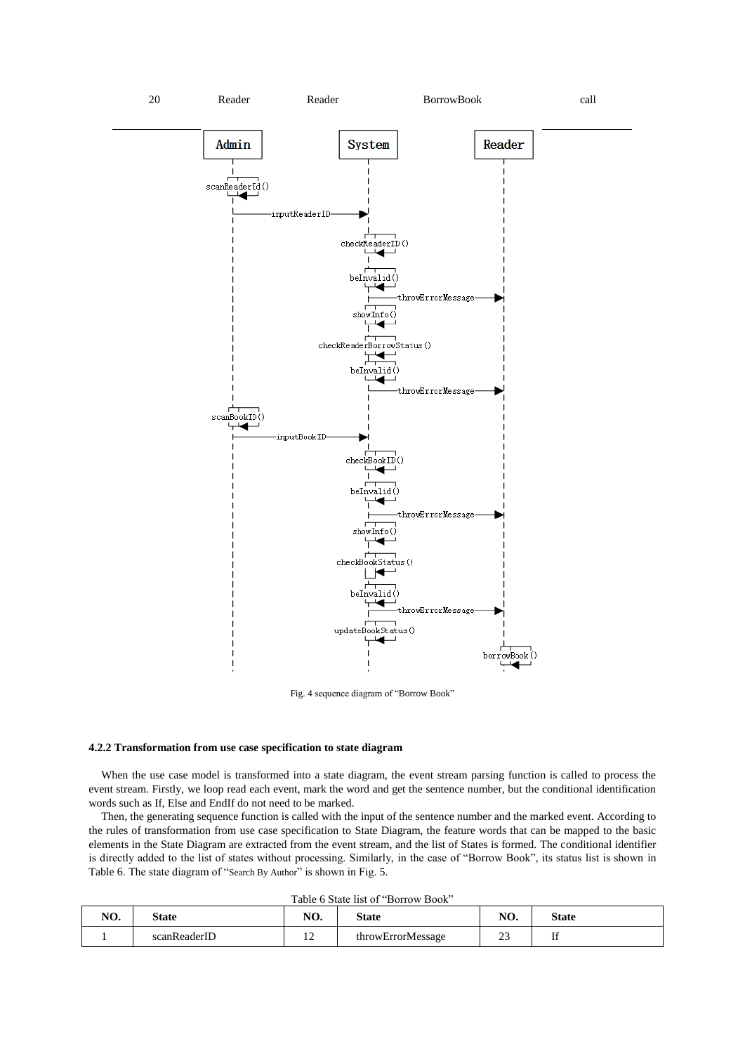| 20 | Reader | Reader | BorrowBook | call |
|---|---|---|---|---|

Fig. 4 sequence diagram of "Borrow Book"

### 4.2.2 Transformation from use case specification to state diagram

When the use case model is transformed into a state diagram, the event stream parsing function is called to process the event stream. Firstly, we loop read each event, mark the word and get the sentence number, but the conditional identification words such as If, Else and EndIf do not need to be marked.

Then, the generating sequence function is called with the input of the sentence number and the marked event. According to the rules of transformation from use case specification to State Diagram, the feature words that can be mapped to the basic elements in the State Diagram are extracted from the event stream, and the list of States is formed. The conditional identifier is directly added to the list of states without processing. Similarly, in the case of "Borrow Book", its status list is shown in Table 6. The state diagram of "Search By Author" is shown in Fig. 5.

Table 6 State list of "Borrow Book"

| NO. | State | NO. | State | NO. | State |
|---|---|---|---|---|---|
| 1 | scanReaderID | 12 | throwErrorMessage | 23 | If |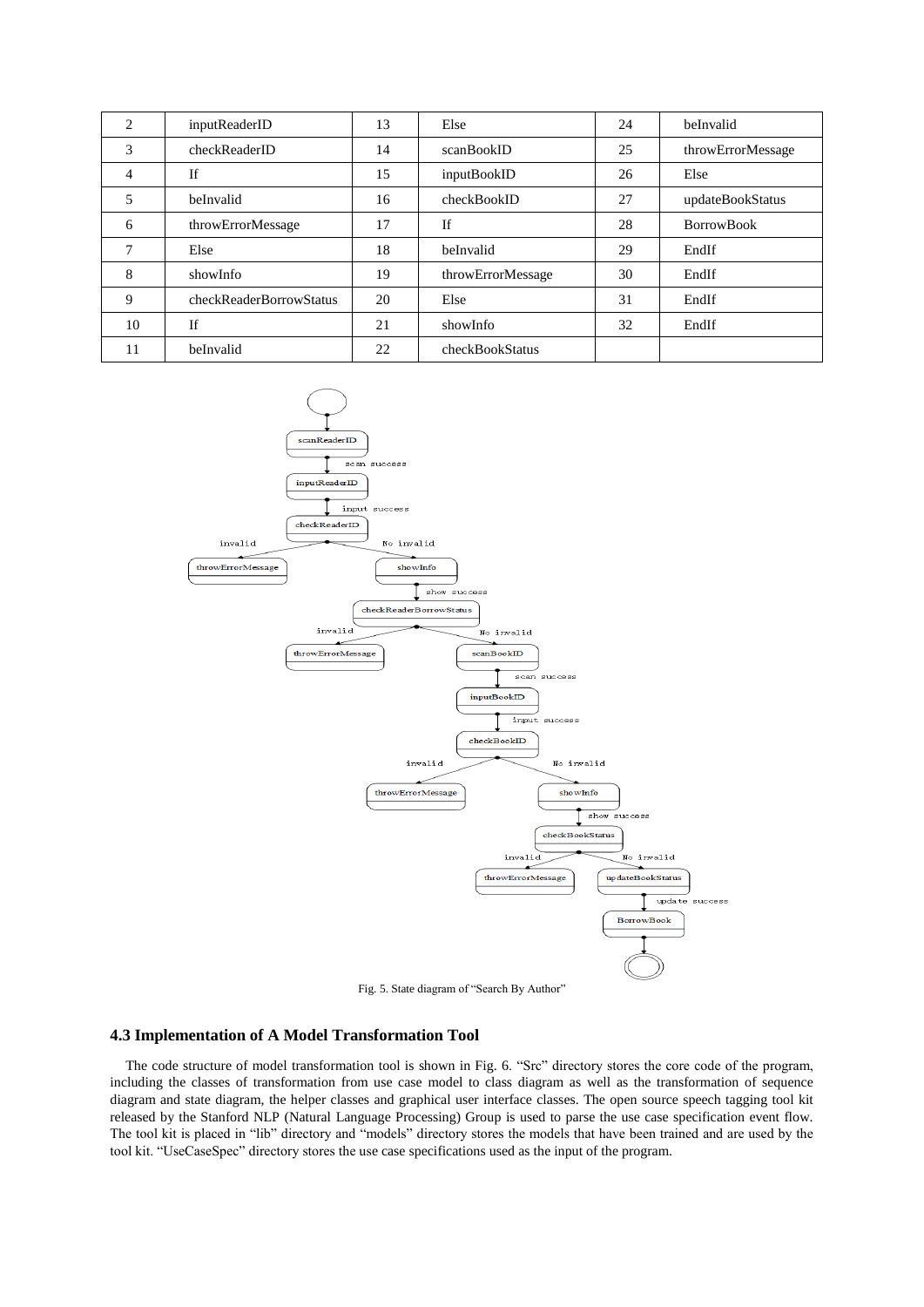| 2 | inputReaderID | 13 | Else | 24 | beInvalid |
|---|---|---|---|---|---|
| 3 | checkReaderID | 14 | scanBookID | 25 | throwErrorMessage |
| 4 | If | 15 | inputBookID | 26 | Else |
| 5 | beInvalid | 16 | checkBookID | 27 | updateBookStatus |
| 6 | throwErrorMessage | 17 | If | 28 | BorrowBook |
| 7 | Else | 18 | beInvalid | 29 | EndIf |
| 8 | showInfo | 19 | throwErrorMessage | 30 | EndIf |
| 9 | checkReaderBorrowStatus | 20 | Else | 31 | EndIf |
| 10 | If | 21 | showInfo | 32 | EndIf |
| 11 | beInvalid | 22 | checkBookStatus | | |

Fig. 5. State diagram of "Search By Author"

### 4.3 Implementation of A Model Transformation Tool

The code structure of model transformation tool is shown in Fig. 6. "Src" directory stores the core code of the program, including the classes of transformation from use case model to class diagram as well as the transformation of sequence diagram and state diagram, the helper classes and graphical user interface classes. The open source speech tagging tool kit released by the Stanford NLP (Natural Language Processing) Group is used to parse the use case specification event flow. The tool kit is placed in "lib" directory and "models" directory stores the models that have been trained and are used by the tool kit. "UseCaseSpec" directory stores the use case specifications used as the input of the program.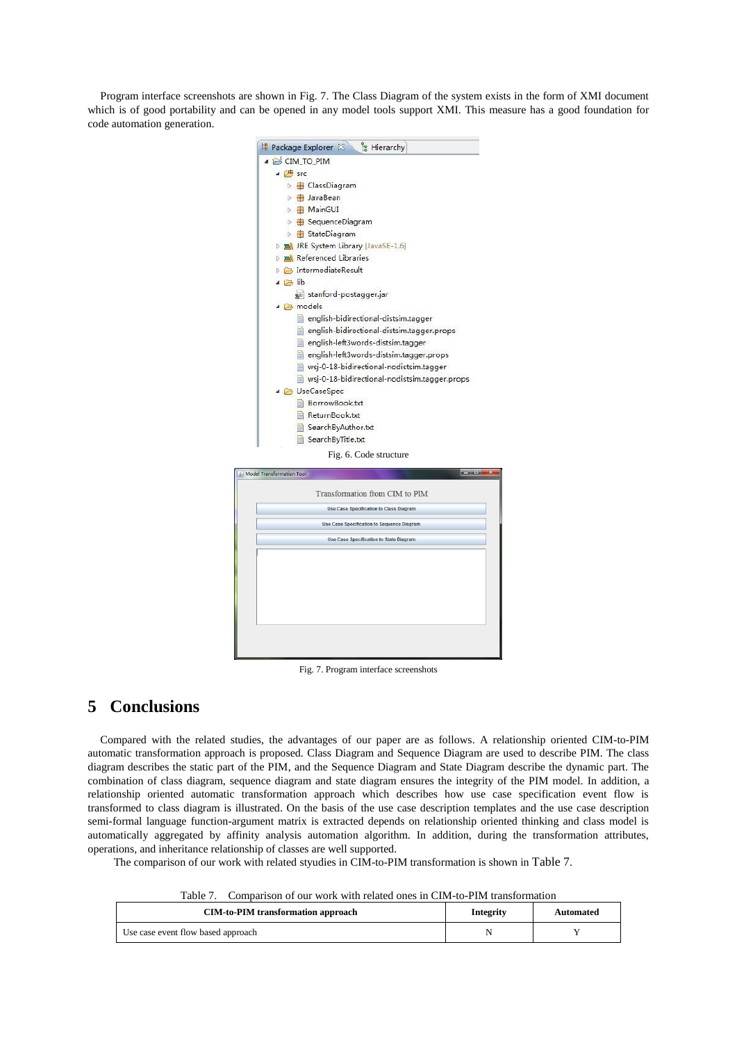Program interface screenshots are shown in Fig. 7. The Class Diagram of the system exists in the form of XMI document which is of good portability and can be opened in any model tools support XMI. This measure has a good foundation for code automation generation.

Fig. 6. Code structure

Fig. 7. Program interface screenshots

# 5 Conclusions

Compared with the related studies, the advantages of our paper are as follows. A relationship oriented CIM-to-PIM automatic transformation approach is proposed. Class Diagram and Sequence Diagram are used to describe PIM. The class diagram describes the static part of the PIM, and the Sequence Diagram and State Diagram describe the dynamic part. The combination of class diagram, sequence diagram and state diagram ensures the integrity of the PIM model. In addition, a relationship oriented automatic transformation approach which describes how use case specification event flow is transformed to class diagram is illustrated. On the basis of the use case description templates and the use case description semi-formal language function-argument matrix is extracted depends on relationship oriented thinking and class model is automatically aggregated by affinity analysis automation algorithm. In addition, during the transformation attributes, operations, and inheritance relationship of classes are well supported.

The comparison of our work with related styudies in CIM-to-PIM transformation is shown in Table 7.

Table 7. Comparison of our work with related ones in CIM-to-PIM transformation

| CIM-to-PIM transformation approach | Integrity | Automated |
|---|---|---|
| Use case event flow based approach | N | Y |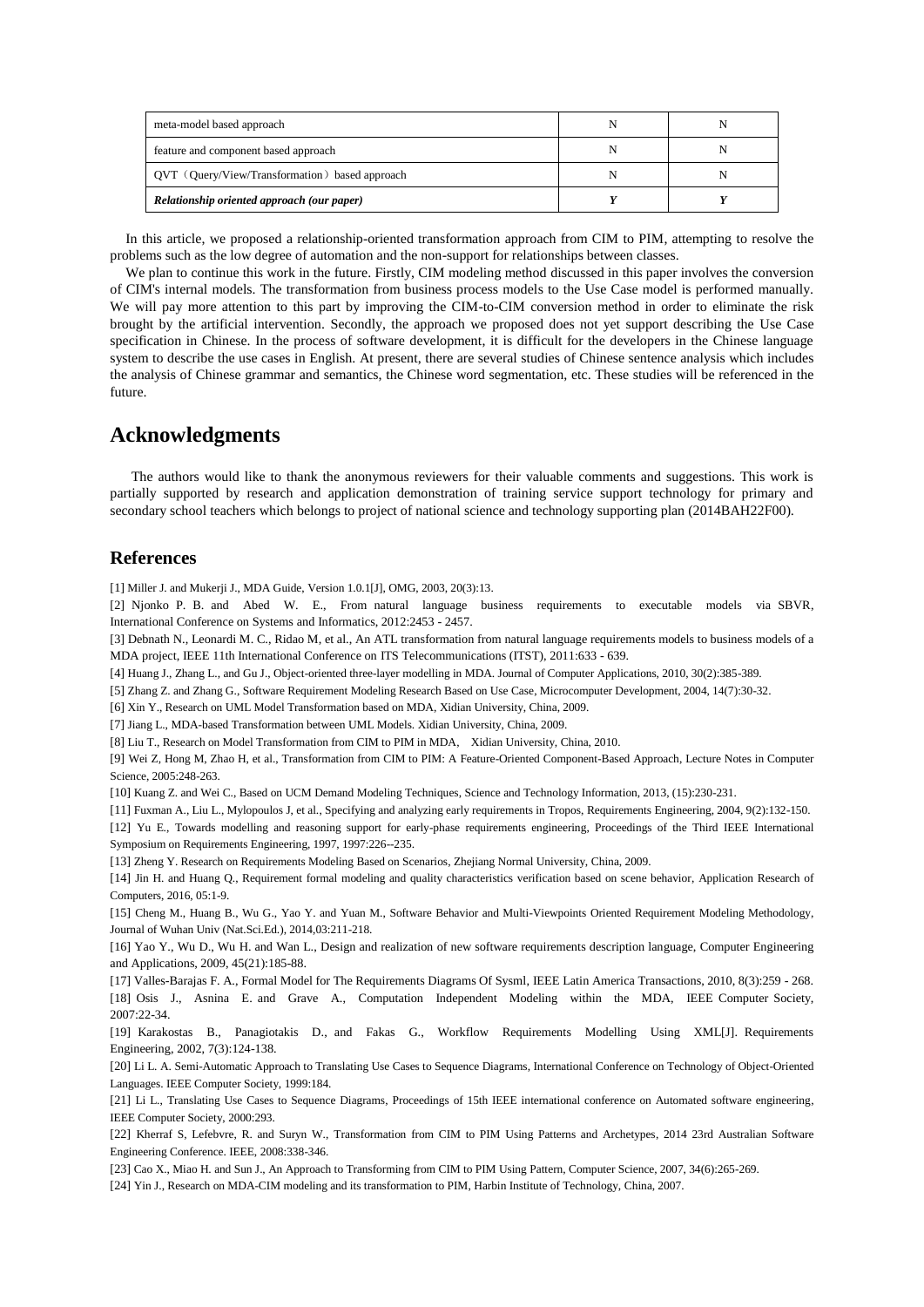| meta-model based approach | N | N |
|---|---|---|
| feature and component based approach | N | N |
| QVT（Query/View/Transformation）based approach | N | N |
| ***Relationship oriented approach (our paper)*** | ***Y*** | ***Y*** |

In this article, we proposed a relationship-oriented transformation approach from CIM to PIM, attempting to resolve the problems such as the low degree of automation and the non-support for relationships between classes.

We plan to continue this work in the future. Firstly, CIM modeling method discussed in this paper involves the conversion of CIM's internal models. The transformation from business process models to the Use Case model is performed manually. We will pay more attention to this part by improving the CIM-to-CIM conversion method in order to eliminate the risk brought by the artificial intervention. Secondly, the approach we proposed does not yet support describing the Use Case specification in Chinese. In the process of software development, it is difficult for the developers in the Chinese language system to describe the use cases in English. At present, there are several studies of Chinese sentence analysis which includes the analysis of Chinese grammar and semantics, the Chinese word segmentation, etc. These studies will be referenced in the future.

# Acknowledgments

The authors would like to thank the anonymous reviewers for their valuable comments and suggestions. This work is partially supported by research and application demonstration of training service support technology for primary and secondary school teachers which belongs to project of national science and technology supporting plan (2014BAH22F00).

## References

[1] Miller J. and Mukerji J., MDA Guide, Version 1.0.1[J], OMG, 2003, 20(3):13.

[2] Njonko P. B. and Abed W. E., From natural language business requirements to executable models via SBVR, International Conference on Systems and Informatics, 2012:2453 - 2457.

[3] Debnath N., Leonardi M. C., Ridao M, et al., An ATL transformation from natural language requirements models to business models of a MDA project, IEEE 11th International Conference on ITS Telecommunications (ITST), 2011:633 - 639.

[4] Huang J., Zhang L., and Gu J., Object-oriented three-layer modelling in MDA. Journal of Computer Applications, 2010, 30(2):385-389.

[5] Zhang Z. and Zhang G., Software Requirement Modeling Research Based on Use Case, Microcomputer Development, 2004, 14(7):30-32.

[6] Xin Y., Research on UML Model Transformation based on MDA, Xidian University, China, 2009.

[7] Jiang L., MDA-based Transformation between UML Models. Xidian University, China, 2009.

[8] Liu T., Research on Model Transformation from CIM to PIM in MDA, Xidian University, China, 2010.

[9] Wei Z, Hong M, Zhao H, et al., Transformation from CIM to PIM: A Feature-Oriented Component-Based Approach, Lecture Notes in Computer Science, 2005:248-263.

[10] Kuang Z. and Wei C., Based on UCM Demand Modeling Techniques, Science and Technology Information, 2013, (15):230-231.

[11] Fuxman A., Liu L., Mylopoulos J, et al., Specifying and analyzing early requirements in Tropos, Requirements Engineering, 2004, 9(2):132-150.

[12] Yu E., Towards modelling and reasoning support for early-phase requirements engineering, Proceedings of the Third IEEE International Symposium on Requirements Engineering, 1997, 1997:226--235.

[13] Zheng Y. Research on Requirements Modeling Based on Scenarios, Zhejiang Normal University, China, 2009.

[14] Jin H. and Huang Q., Requirement formal modeling and quality characteristics verification based on scene behavior, Application Research of Computers, 2016, 05:1-9.

[15] Cheng M., Huang B., Wu G., Yao Y. and Yuan M., Software Behavior and Multi-Viewpoints Oriented Requirement Modeling Methodology, Journal of Wuhan Univ (Nat.Sci.Ed.), 2014,03:211-218.

[16] Yao Y., Wu D., Wu H. and Wan L., Design and realization of new software requirements description language, Computer Engineering and Applications, 2009, 45(21):185-88.

[17] Valles-Barajas F. A., Formal Model for The Requirements Diagrams Of Sysml, IEEE Latin America Transactions, 2010, 8(3):259 - 268.

[18] Osis J., Asnina E. and Grave A., Computation Independent Modeling within the MDA, IEEE Computer Society, 2007:22-34.

[19] Karakostas B., Panagiotakis D., and Fakas G., Workflow Requirements Modelling Using XML[J]. Requirements Engineering, 2002, 7(3):124-138.

[20] Li L. A. Semi-Automatic Approach to Translating Use Cases to Sequence Diagrams, International Conference on Technology of Object-Oriented Languages. IEEE Computer Society, 1999:184.

[21] Li L., Translating Use Cases to Sequence Diagrams, Proceedings of 15th IEEE international conference on Automated software engineering, IEEE Computer Society, 2000:293.

[22] Kherraf S, Lefebvre, R. and Suryn W., Transformation from CIM to PIM Using Patterns and Archetypes, 2014 23rd Australian Software Engineering Conference. IEEE, 2008:338-346.

[23] Cao X., Miao H. and Sun J., An Approach to Transforming from CIM to PIM Using Pattern, Computer Science, 2007, 34(6):265-269.

[24] Yin J., Research on MDA-CIM modeling and its transformation to PIM, Harbin Institute of Technology, China, 2007.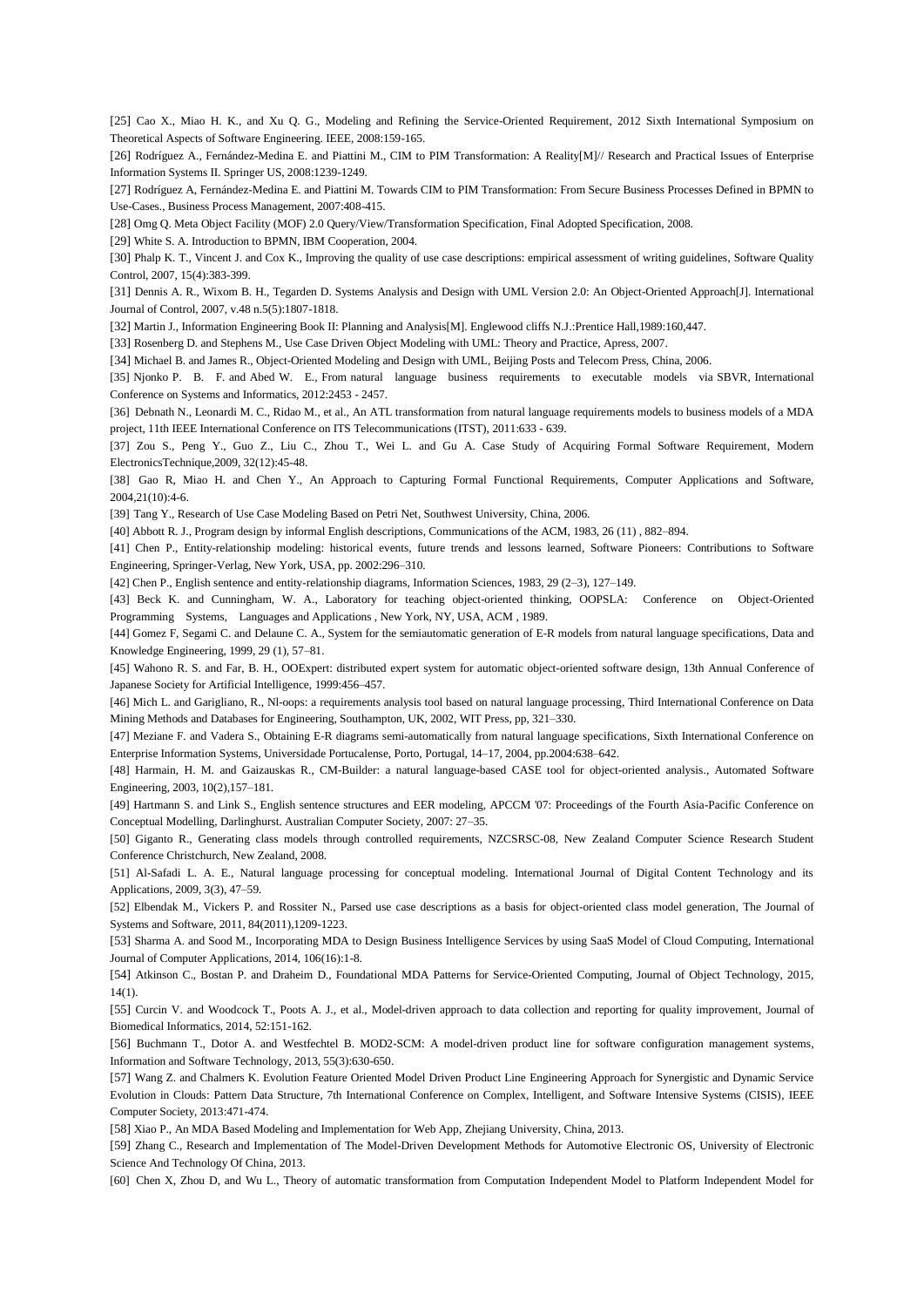[25] Cao X., Miao H. K., and Xu Q. G., Modeling and Refining the Service-Oriented Requirement, 2012 Sixth International Symposium on Theoretical Aspects of Software Engineering. IEEE, 2008:159-165.

[26] Rodríguez A., Fernández-Medina E. and Piattini M., CIM to PIM Transformation: A Reality[M]// Research and Practical Issues of Enterprise Information Systems II. Springer US, 2008:1239-1249.

[27] Rodríguez A, Fernández-Medina E. and Piattini M. Towards CIM to PIM Transformation: From Secure Business Processes Defined in BPMN to Use-Cases., Business Process Management, 2007:408-415.

[28] Omg Q. Meta Object Facility (MOF) 2.0 Query/View/Transformation Specification, Final Adopted Specification, 2008.

[29] White S. A. Introduction to BPMN, IBM Cooperation, 2004.

[30] Phalp K. T., Vincent J. and Cox K., Improving the quality of use case descriptions: empirical assessment of writing guidelines, Software Quality Control, 2007, 15(4):383-399.

[31] Dennis A. R., Wixom B. H., Tegarden D. Systems Analysis and Design with UML Version 2.0: An Object-Oriented Approach[J]. International Journal of Control, 2007, v.48 n.5(5):1807-1818.

[32] Martin J., Information Engineering Book II: Planning and Analysis[M]. Englewood cliffs N.J.:Prentice Hall,1989:160,447.

[33] Rosenberg D. and Stephens M., Use Case Driven Object Modeling with UML: Theory and Practice, Apress, 2007.

[34] Michael B. and James R., Object-Oriented Modeling and Design with UML, Beijing Posts and Telecom Press, China, 2006.

[35] Njonko P. B. F. and Abed W. E., From natural language business requirements to executable models via SBVR, International Conference on Systems and Informatics, 2012:2453 - 2457.

[36] Debnath N., Leonardi M. C., Ridao M., et al., An ATL transformation from natural language requirements models to business models of a MDA project, 11th IEEE International Conference on ITS Telecommunications (ITST), 2011:633 - 639.

[37] Zou S., Peng Y., Guo Z., Liu C., Zhou T., Wei L. and Gu A. Case Study of Acquiring Formal Software Requirement, Modern ElectronicsTechnique,2009, 32(12):45-48.

[38] Gao R, Miao H. and Chen Y., An Approach to Capturing Formal Functional Requirements, Computer Applications and Software, 2004,21(10):4-6.

[39] Tang Y., Research of Use Case Modeling Based on Petri Net, Southwest University, China, 2006.

[40] Abbott R. J., Program design by informal English descriptions, Communications of the ACM, 1983, 26 (11) , 882–894.

[41] Chen P., Entity-relationship modeling: historical events, future trends and lessons learned, Software Pioneers: Contributions to Software Engineering, Springer-Verlag, New York, USA, pp. 2002:296–310.

[42] Chen P., English sentence and entity-relationship diagrams, Information Sciences, 1983, 29 (2–3), 127–149.

[43] Beck K. and Cunningham, W. A., Laboratory for teaching object-oriented thinking, OOPSLA: Conference on Object-Oriented Programming Systems, Languages and Applications , New York, NY, USA, ACM , 1989.

[44] Gomez F, Segami C. and Delaune C. A., System for the semiautomatic generation of E-R models from natural language specifications, Data and Knowledge Engineering, 1999, 29 (1), 57–81.

[45] Wahono R. S. and Far, B. H., OOExpert: distributed expert system for automatic object-oriented software design, 13th Annual Conference of Japanese Society for Artificial Intelligence, 1999:456–457.

[46] Mich L. and Garigliano, R., Nl-oops: a requirements analysis tool based on natural language processing, Third International Conference on Data Mining Methods and Databases for Engineering, Southampton, UK, 2002, WIT Press, pp, 321–330.

[47] Meziane F. and Vadera S., Obtaining E-R diagrams semi-automatically from natural language specifications, Sixth International Conference on Enterprise Information Systems, Universidade Portucalense, Porto, Portugal, 14–17, 2004, pp.2004:638–642.

[48] Harmain, H. M. and Gaizauskas R., CM-Builder: a natural language-based CASE tool for object-oriented analysis., Automated Software Engineering, 2003, 10(2),157–181.

[49] Hartmann S. and Link S., English sentence structures and EER modeling, APCCM '07: Proceedings of the Fourth Asia-Pacific Conference on Conceptual Modelling, Darlinghurst. Australian Computer Society, 2007: 27–35.

[50] Giganto R., Generating class models through controlled requirements, NZCSRSC-08, New Zealand Computer Science Research Student Conference Christchurch, New Zealand, 2008.

[51] Al-Safadi L. A. E., Natural language processing for conceptual modeling. International Journal of Digital Content Technology and its Applications, 2009, 3(3), 47–59.

[52] Elbendak M., Vickers P. and Rossiter N., Parsed use case descriptions as a basis for object-oriented class model generation, The Journal of Systems and Software, 2011, 84(2011),1209-1223.

[53] Sharma A. and Sood M., Incorporating MDA to Design Business Intelligence Services by using SaaS Model of Cloud Computing, International Journal of Computer Applications, 2014, 106(16):1-8.

[54] Atkinson C., Bostan P. and Draheim D., Foundational MDA Patterns for Service-Oriented Computing, Journal of Object Technology, 2015, 14(1).

[55] Curcin V. and Woodcock T., Poots A. J., et al., Model-driven approach to data collection and reporting for quality improvement, Journal of Biomedical Informatics, 2014, 52:151-162.

[56] Buchmann T., Dotor A. and Westfechtel B. MOD2-SCM: A model-driven product line for software configuration management systems, Information and Software Technology, 2013, 55(3):630-650.

[57] Wang Z. and Chalmers K. Evolution Feature Oriented Model Driven Product Line Engineering Approach for Synergistic and Dynamic Service Evolution in Clouds: Pattern Data Structure, 7th International Conference on Complex, Intelligent, and Software Intensive Systems (CISIS), IEEE Computer Society, 2013:471-474.

[58] Xiao P., An MDA Based Modeling and Implementation for Web App, Zhejiang University, China, 2013.

[59] Zhang C., Research and Implementation of The Model-Driven Development Methods for Automotive Electronic OS, University of Electronic Science And Technology Of China, 2013.

[60] Chen X, Zhou D, and Wu L., Theory of automatic transformation from Computation Independent Model to Platform Independent Model for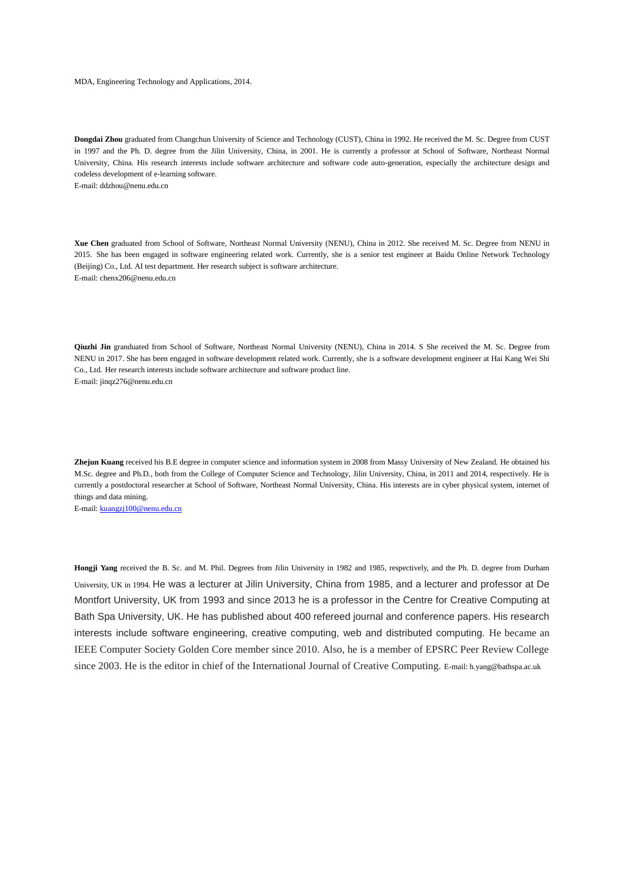MDA, Engineering Technology and Applications, 2014.

**Dongdai Zhou** graduated from Changchun University of Science and Technology (CUST), China in 1992. He received the M. Sc. Degree from CUST in 1997 and the Ph. D. degree from the Jilin University, China, in 2001. He is currently a professor at School of Software, Northeast Normal University, China. His research interests include software architecture and software code auto-generation, especially the architecture design and codeless development of e-learning software.
E-mail: ddzhou@nenu.edu.cn

**Xue Chen** graduated from School of Software, Northeast Normal University (NENU), China in 2012. She received M. Sc. Degree from NENU in 2015. She has been engaged in software engineering related work. Currently, she is a senior test engineer at Baidu Online Network Technology (Beijing) Co., Ltd. AI test department. Her research subject is software architecture.
E-mail: chenx206@nenu.edu.cn

**Qiuzhi Jin** granduated from School of Software, Northeast Normal University (NENU), China in 2014. S She received the M. Sc. Degree from NENU in 2017. She has been engaged in software development related work. Currently, she is a software development engineer at Hai Kang Wei Shi Co., Ltd. Her research interests include software architecture and software product line.
E-mail: jinqz276@nenu.edu.cn

**Zhejun Kuang** received his B.E degree in computer science and information system in 2008 from Massy University of New Zealand. He obtained his M.Sc. degree and Ph.D., both from the College of Computer Science and Technology, Jilin University, China, in 2011 and 2014, respectively. He is currently a postdoctoral researcher at School of Software, Northeast Normal University, China. His interests are in cyber physical system, internet of things and data mining.
E-mail: kuangzj100@nenu.edu.cn

**Hongji Yang** received the B. Sc. and M. Phil. Degrees from Jilin University in 1982 and 1985, respectively, and the Ph. D. degree from Durham University, UK in 1994. He was a lecturer at Jilin University, China from 1985, and a lecturer and professor at De Montfort University, UK from 1993 and since 2013 he is a professor in the Centre for Creative Computing at Bath Spa University, UK. He has published about 400 refereed journal and conference papers. His research interests include software engineering, creative computing, web and distributed computing. He became an IEEE Computer Society Golden Core member since 2010. Also, he is a member of EPSRC Peer Review College since 2003. He is the editor in chief of the International Journal of Creative Computing. E-mail: h.yang@bathspa.ac.uk